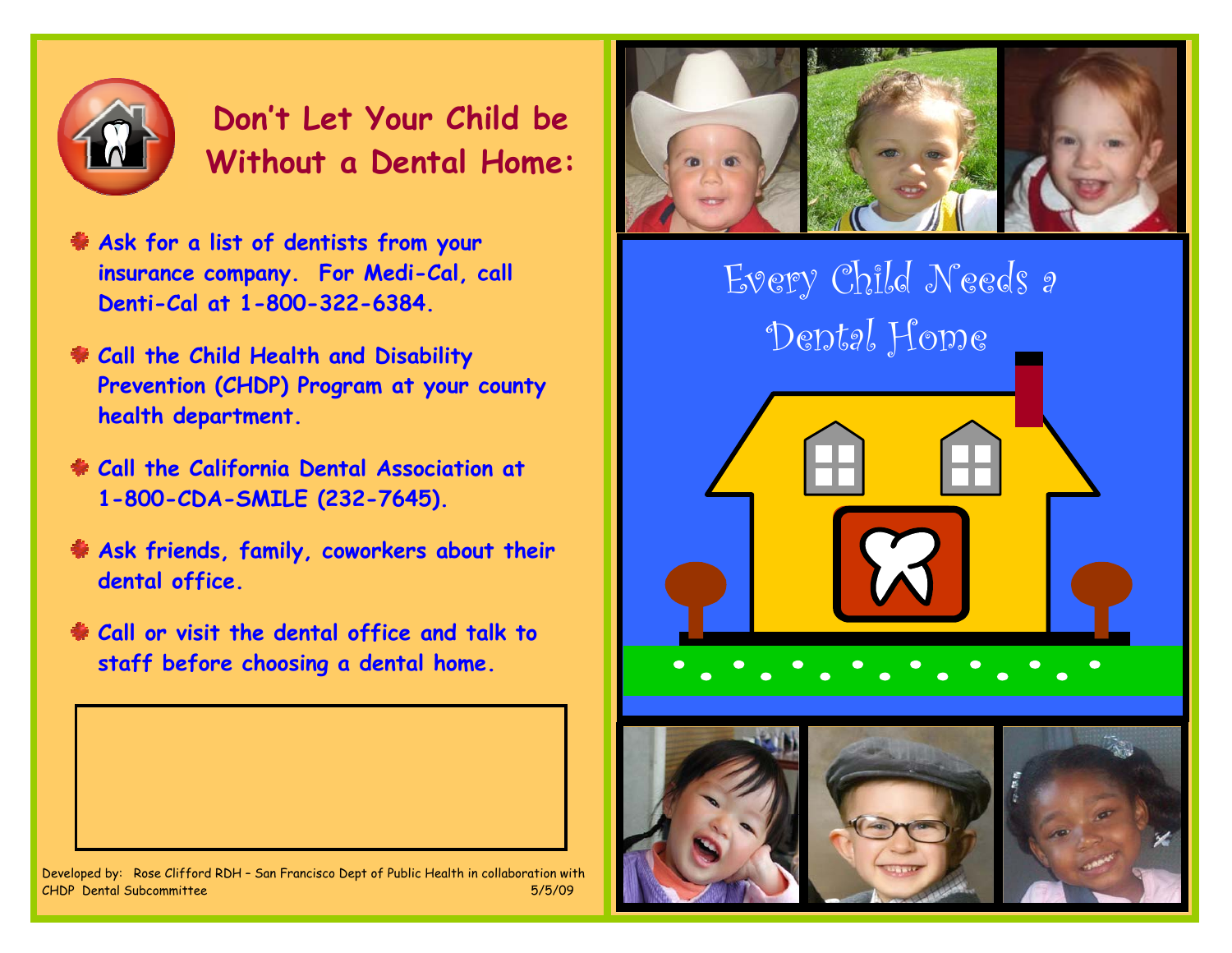# Don't Let Your Child be Without a Dental Home:

- **Ask for a list of dentists from your insurance company. For Medi-Cal, call Denti-Cal at 1-800-322-6384.**
- **Call the Child Health and Disability Prevention (CHDP) Program at your county health department.**
- **Call the California Dental Association at 1-800-CDA-SMILE (232-7645).**
- **Ask friends, family, coworkers about their dental office.**
- **Call or visit the dental office and talk to staff before choosing a dental home.**

Developed by: Rose Clifford RDH – San Francisco Dept of Public Health in collaboration with CHDP Dental Subcommittee 5/5/09

## Every Child Needs a Dental Home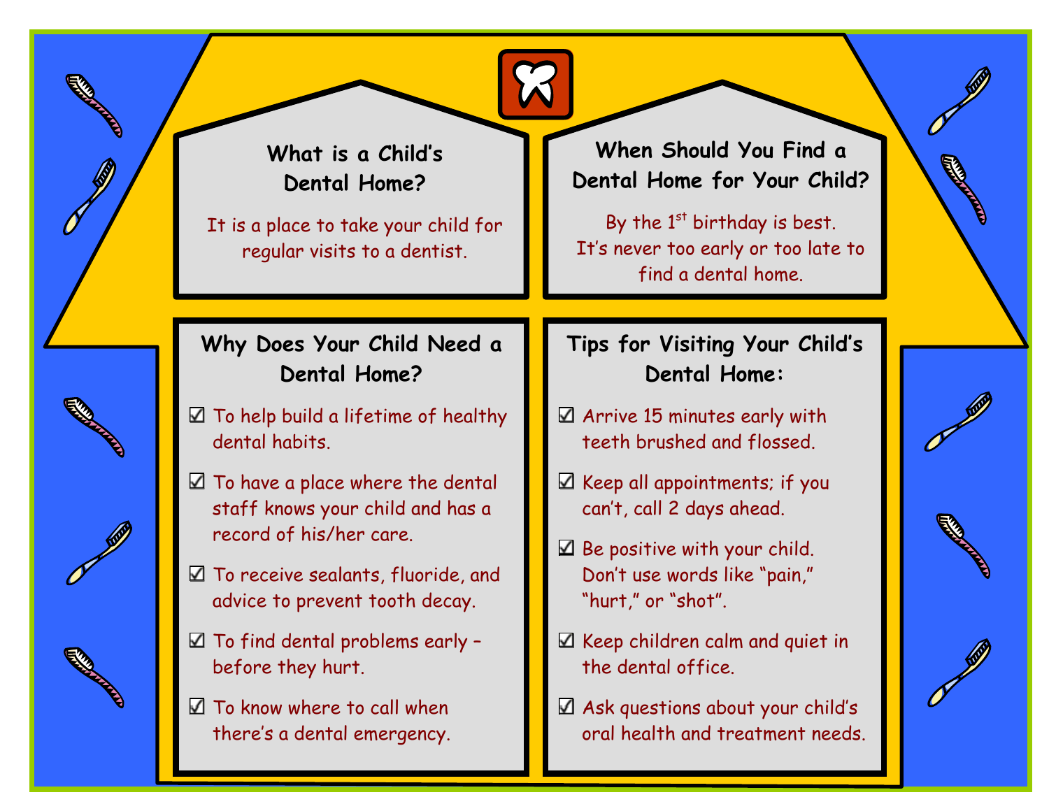## What is a Child's Dental Home?

It is a place to take your child for regular visits to a dentist.

## When Should You Find a Dental Home for Your Child?

By the 1st birthday is best.
It's never too early or too late to find a dental home.

## Why Does Your Child Need a Dental Home?

- ☑ To help build a lifetime of healthy dental habits.
- ☑ To have a place where the dental staff knows your child and has a record of his/her care.
- ☑ To receive sealants, fluoride, and advice to prevent tooth decay.
- ☑ To find dental problems early – before they hurt.
- ☑ To know where to call when there's a dental emergency.

## Tips for Visiting Your Child's Dental Home:

- ☑ Arrive 15 minutes early with teeth brushed and flossed.
- ☑ Keep all appointments; if you can't, call 2 days ahead.
- ☑ Be positive with your child. Don't use words like "pain," "hurt," or "shot".
- ☑ Keep children calm and quiet in the dental office.
- ☑ Ask questions about your child's oral health and treatment needs.